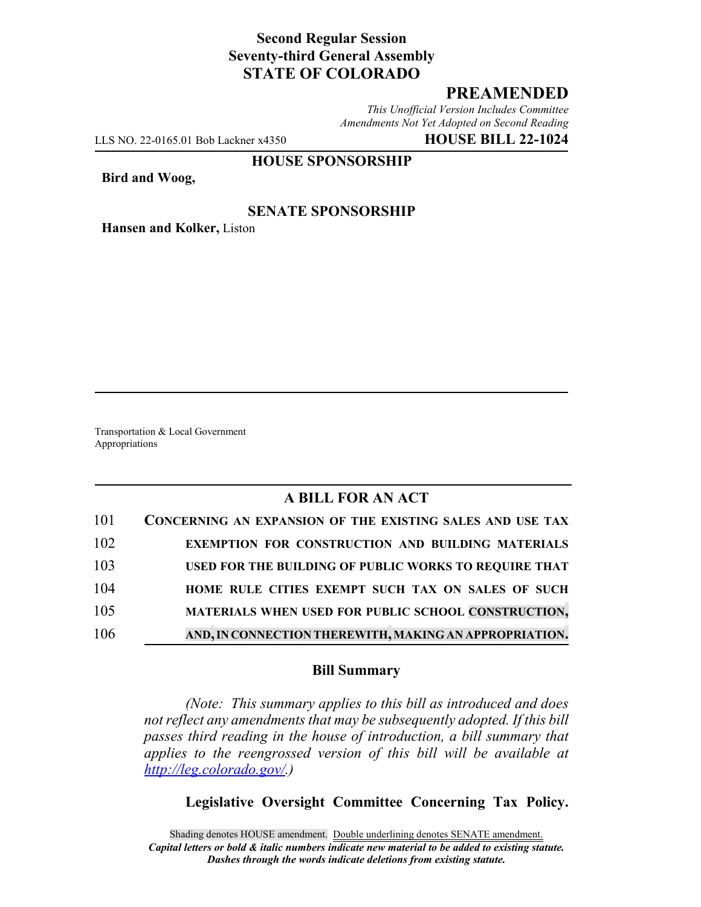**Second Regular Session**
**Seventy-third General Assembly**
**STATE OF COLORADO**

## PREAMENDED

*This Unofficial Version Includes Committee Amendments Not Yet Adopted on Second Reading*

LLS NO. 22-0165.01 Bob Lackner x4350 **HOUSE BILL 22-1024**

**HOUSE SPONSORSHIP**

**Bird and Woog,**

**SENATE SPONSORSHIP**

**Hansen and Kolker,** Liston

Transportation & Local Government
Appropriations

### A BILL FOR AN ACT

101 **CONCERNING AN EXPANSION OF THE EXISTING SALES AND USE TAX**
102 **EXEMPTION FOR CONSTRUCTION AND BUILDING MATERIALS**
103 **USED FOR THE BUILDING OF PUBLIC WORKS TO REQUIRE THAT**
104 **HOME RULE CITIES EXEMPT SUCH TAX ON SALES OF SUCH**
105 **MATERIALS WHEN USED FOR PUBLIC SCHOOL CONSTRUCTION,**
106 **AND, IN CONNECTION THEREWITH, MAKING AN APPROPRIATION.**

### Bill Summary

*(Note: This summary applies to this bill as introduced and does not reflect any amendments that may be subsequently adopted. If this bill passes third reading in the house of introduction, a bill summary that applies to the reengrossed version of this bill will be available at http://leg.colorado.gov/.)*

**Legislative Oversight Committee Concerning Tax Policy.**

Shading denotes HOUSE amendment. Double underlining denotes SENATE amendment.
***Capital letters or bold & italic numbers indicate new material to be added to existing statute.***
***Dashes through the words indicate deletions from existing statute.***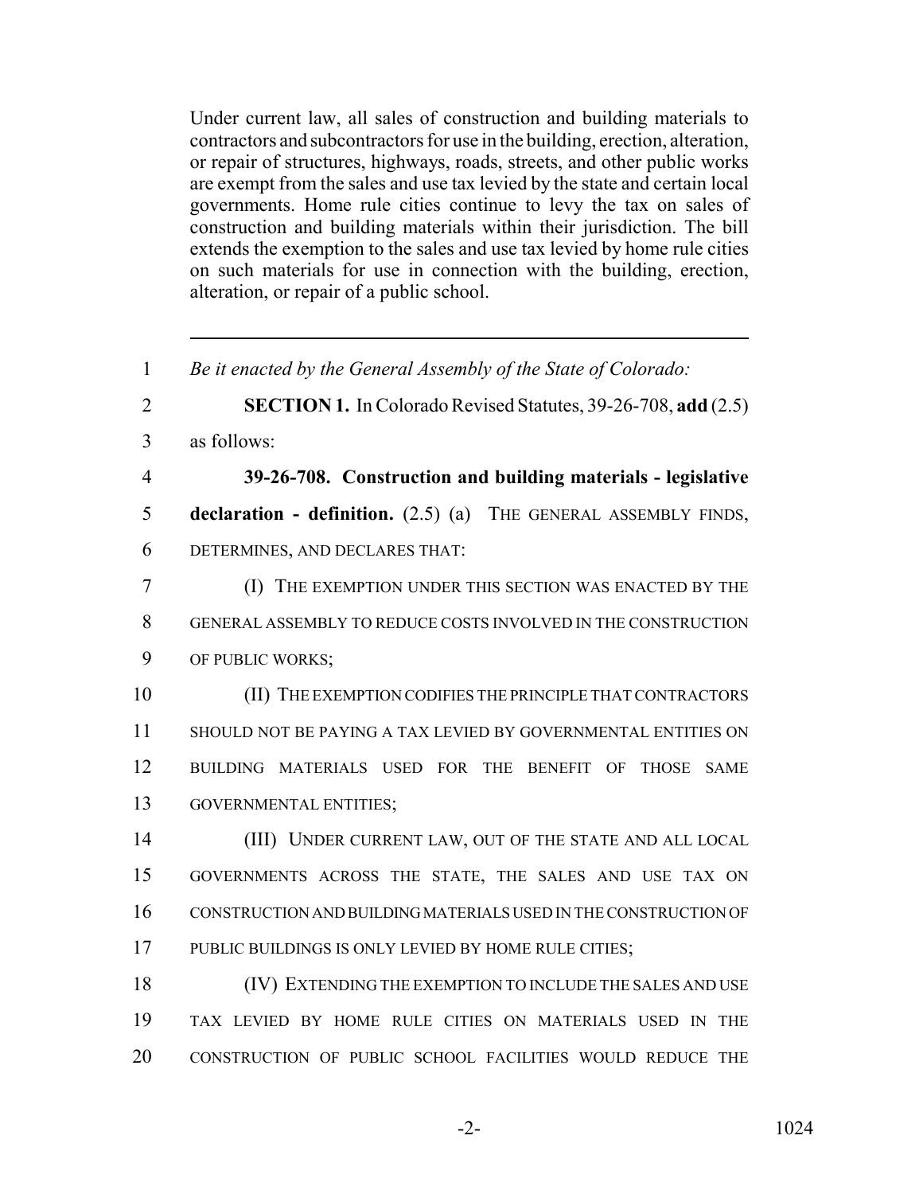Under current law, all sales of construction and building materials to contractors and subcontractors for use in the building, erection, alteration, or repair of structures, highways, roads, streets, and other public works are exempt from the sales and use tax levied by the state and certain local governments. Home rule cities continue to levy the tax on sales of construction and building materials within their jurisdiction. The bill extends the exemption to the sales and use tax levied by home rule cities on such materials for use in connection with the building, erection, alteration, or repair of a public school.

---

1 *Be it enacted by the General Assembly of the State of Colorado:*

2 **SECTION 1.** In Colorado Revised Statutes, 39-26-708, **add** (2.5)
3 as follows:

4 **39-26-708. Construction and building materials - legislative**
5 **declaration - definition.** (2.5) (a) THE GENERAL ASSEMBLY FINDS,
6 DETERMINES, AND DECLARES THAT:

7 (I) THE EXEMPTION UNDER THIS SECTION WAS ENACTED BY THE
8 GENERAL ASSEMBLY TO REDUCE COSTS INVOLVED IN THE CONSTRUCTION
9 OF PUBLIC WORKS;

10 (II) THE EXEMPTION CODIFIES THE PRINCIPLE THAT CONTRACTORS
11 SHOULD NOT BE PAYING A TAX LEVIED BY GOVERNMENTAL ENTITIES ON
12 BUILDING MATERIALS USED FOR THE BENEFIT OF THOSE SAME
13 GOVERNMENTAL ENTITIES;

14 (III) UNDER CURRENT LAW, OUT OF THE STATE AND ALL LOCAL
15 GOVERNMENTS ACROSS THE STATE, THE SALES AND USE TAX ON
16 CONSTRUCTION AND BUILDING MATERIALS USED IN THE CONSTRUCTION OF
17 PUBLIC BUILDINGS IS ONLY LEVIED BY HOME RULE CITIES;

18 (IV) EXTENDING THE EXEMPTION TO INCLUDE THE SALES AND USE
19 TAX LEVIED BY HOME RULE CITIES ON MATERIALS USED IN THE
20 CONSTRUCTION OF PUBLIC SCHOOL FACILITIES WOULD REDUCE THE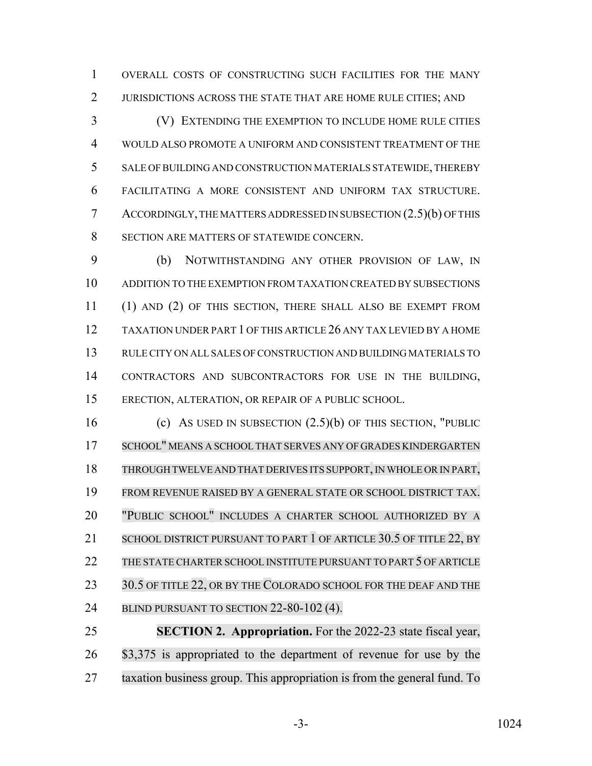OVERALL COSTS OF CONSTRUCTING SUCH FACILITIES FOR THE MANY JURISDICTIONS ACROSS THE STATE THAT ARE HOME RULE CITIES; AND

(V) EXTENDING THE EXEMPTION TO INCLUDE HOME RULE CITIES WOULD ALSO PROMOTE A UNIFORM AND CONSISTENT TREATMENT OF THE SALE OF BUILDING AND CONSTRUCTION MATERIALS STATEWIDE, THEREBY FACILITATING A MORE CONSISTENT AND UNIFORM TAX STRUCTURE. ACCORDINGLY, THE MATTERS ADDRESSED IN SUBSECTION (2.5)(b) OF THIS SECTION ARE MATTERS OF STATEWIDE CONCERN.

(b) NOTWITHSTANDING ANY OTHER PROVISION OF LAW, IN ADDITION TO THE EXEMPTION FROM TAXATION CREATED BY SUBSECTIONS (1) AND (2) OF THIS SECTION, THERE SHALL ALSO BE EXEMPT FROM TAXATION UNDER PART 1 OF THIS ARTICLE 26 ANY TAX LEVIED BY A HOME RULE CITY ON ALL SALES OF CONSTRUCTION AND BUILDING MATERIALS TO CONTRACTORS AND SUBCONTRACTORS FOR USE IN THE BUILDING, ERECTION, ALTERATION, OR REPAIR OF A PUBLIC SCHOOL.

(c) AS USED IN SUBSECTION (2.5)(b) OF THIS SECTION, "PUBLIC SCHOOL" MEANS A SCHOOL THAT SERVES ANY OF GRADES KINDERGARTEN THROUGH TWELVE AND THAT DERIVES ITS SUPPORT, IN WHOLE OR IN PART, FROM REVENUE RAISED BY A GENERAL STATE OR SCHOOL DISTRICT TAX. "PUBLIC SCHOOL" INCLUDES A CHARTER SCHOOL AUTHORIZED BY A SCHOOL DISTRICT PURSUANT TO PART 1 OF ARTICLE 30.5 OF TITLE 22, BY THE STATE CHARTER SCHOOL INSTITUTE PURSUANT TO PART 5 OF ARTICLE 30.5 OF TITLE 22, OR BY THE COLORADO SCHOOL FOR THE DEAF AND THE BLIND PURSUANT TO SECTION 22-80-102 (4).

**SECTION 2. Appropriation.** For the 2022-23 state fiscal year, $3,375 is appropriated to the department of revenue for use by the taxation business group. This appropriation is from the general fund. To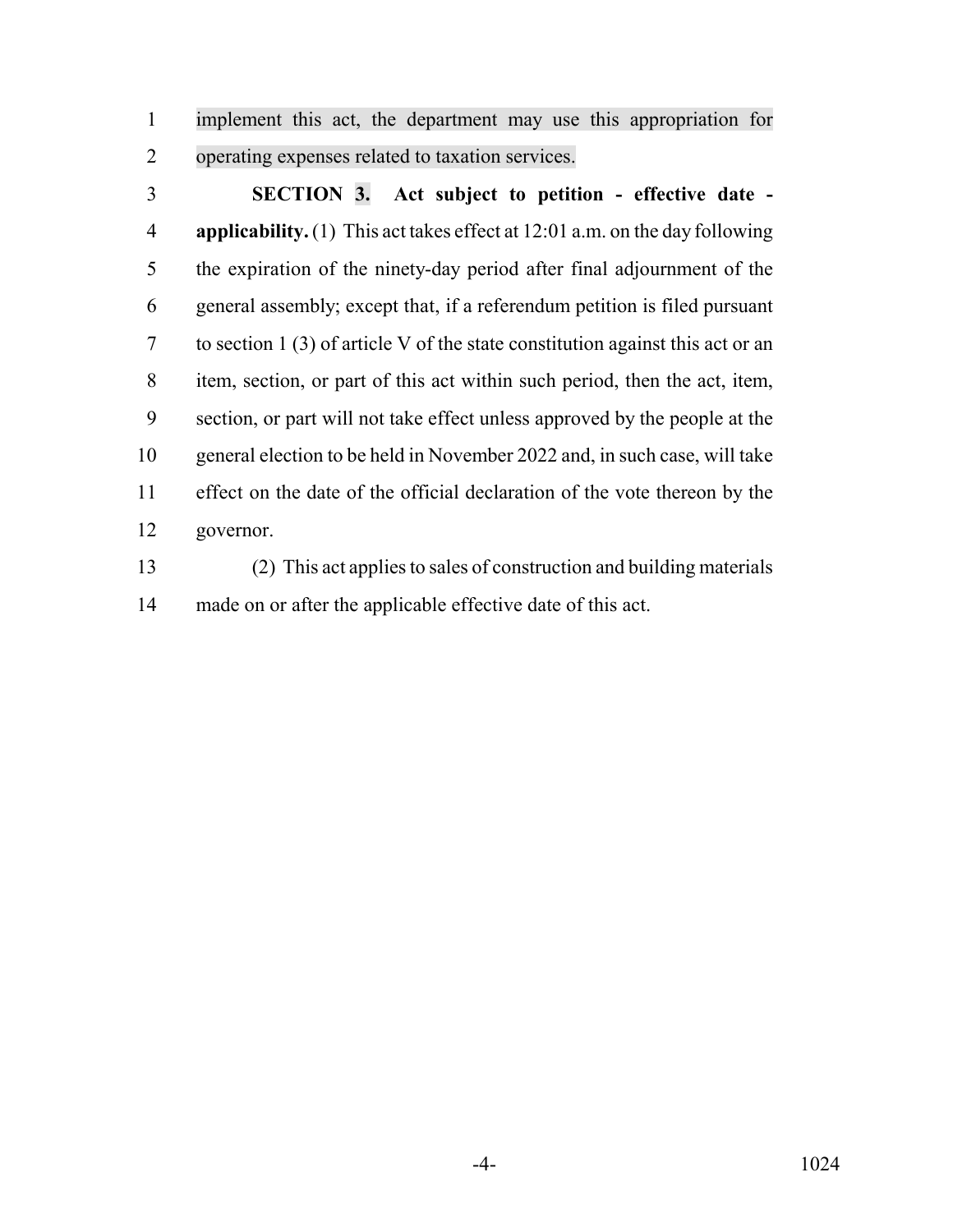implement this act, the department may use this appropriation for operating expenses related to taxation services.

**SECTION 3. Act subject to petition - effective date - applicability.** (1) This act takes effect at 12:01 a.m. on the day following the expiration of the ninety-day period after final adjournment of the general assembly; except that, if a referendum petition is filed pursuant to section 1 (3) of article V of the state constitution against this act or an item, section, or part of this act within such period, then the act, item, section, or part will not take effect unless approved by the people at the general election to be held in November 2022 and, in such case, will take effect on the date of the official declaration of the vote thereon by the governor.

(2) This act applies to sales of construction and building materials made on or after the applicable effective date of this act.